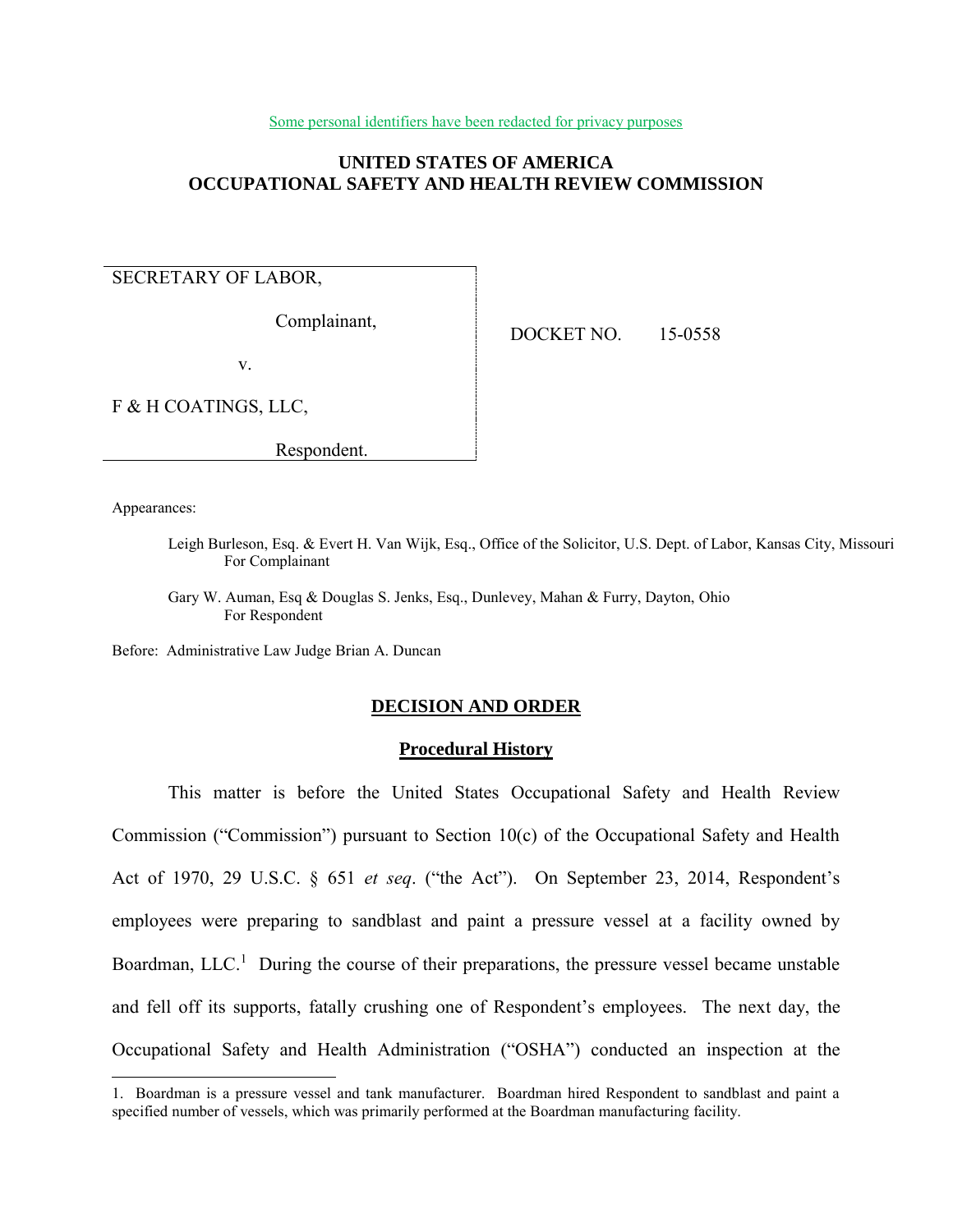Some personal identifiers have been redacted for privacy purposes

# UNITED STATES OF AMERICA
# OCCUPATIONAL SAFETY AND HEALTH REVIEW COMMISSION

SECRETARY OF LABOR,

Complainant,

v.

F & H COATINGS, LLC,

Respondent.

DOCKET NO. 15-0558

Appearances:

Leigh Burleson, Esq. & Evert H. Van Wijk, Esq., Office of the Solicitor, U.S. Dept. of Labor, Kansas City, Missouri
For Complainant

Gary W. Auman, Esq & Douglas S. Jenks, Esq., Dunlevey, Mahan & Furry, Dayton, Ohio
For Respondent

Before: Administrative Law Judge Brian A. Duncan

## DECISION AND ORDER

### Procedural History

This matter is before the United States Occupational Safety and Health Review Commission ("Commission") pursuant to Section 10(c) of the Occupational Safety and Health Act of 1970, 29 U.S.C. § 651 *et seq*. ("the Act"). On September 23, 2014, Respondent's employees were preparing to sandblast and paint a pressure vessel at a facility owned by Boardman, LLC.[1] During the course of their preparations, the pressure vessel became unstable and fell off its supports, fatally crushing one of Respondent's employees. The next day, the Occupational Safety and Health Administration ("OSHA") conducted an inspection at the

1. Boardman is a pressure vessel and tank manufacturer. Boardman hired Respondent to sandblast and paint a specified number of vessels, which was primarily performed at the Boardman manufacturing facility.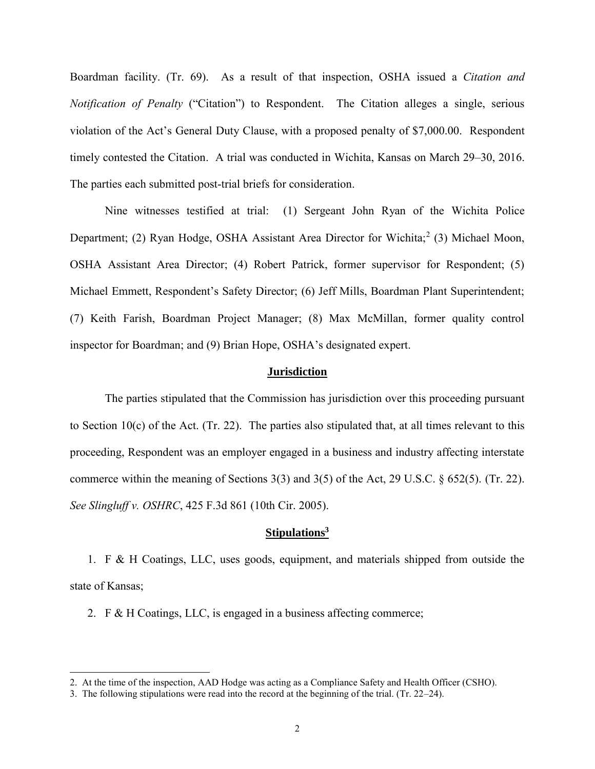Boardman facility. (Tr. 69). As a result of that inspection, OSHA issued a *Citation and Notification of Penalty* ("Citation") to Respondent. The Citation alleges a single, serious violation of the Act's General Duty Clause, with a proposed penalty of $7,000.00. Respondent timely contested the Citation. A trial was conducted in Wichita, Kansas on March 29–30, 2016. The parties each submitted post-trial briefs for consideration.

Nine witnesses testified at trial: (1) Sergeant John Ryan of the Wichita Police Department; (2) Ryan Hodge, OSHA Assistant Area Director for Wichita;[2] (3) Michael Moon, OSHA Assistant Area Director; (4) Robert Patrick, former supervisor for Respondent; (5) Michael Emmett, Respondent's Safety Director; (6) Jeff Mills, Boardman Plant Superintendent; (7) Keith Farish, Boardman Project Manager; (8) Max McMillan, former quality control inspector for Boardman; and (9) Brian Hope, OSHA's designated expert.

## Jurisdiction

The parties stipulated that the Commission has jurisdiction over this proceeding pursuant to Section 10(c) of the Act. (Tr. 22). The parties also stipulated that, at all times relevant to this proceeding, Respondent was an employer engaged in a business and industry affecting interstate commerce within the meaning of Sections 3(3) and 3(5) of the Act, 29 U.S.C. § 652(5). (Tr. 22). *See Slingluff v. OSHRC*, 425 F.3d 861 (10th Cir. 2005).

## Stipulations[3]

1. F & H Coatings, LLC, uses goods, equipment, and materials shipped from outside the state of Kansas;
2. F & H Coatings, LLC, is engaged in a business affecting commerce;

---

2. At the time of the inspection, AAD Hodge was acting as a Compliance Safety and Health Officer (CSHO).

3. The following stipulations were read into the record at the beginning of the trial. (Tr. 22–24).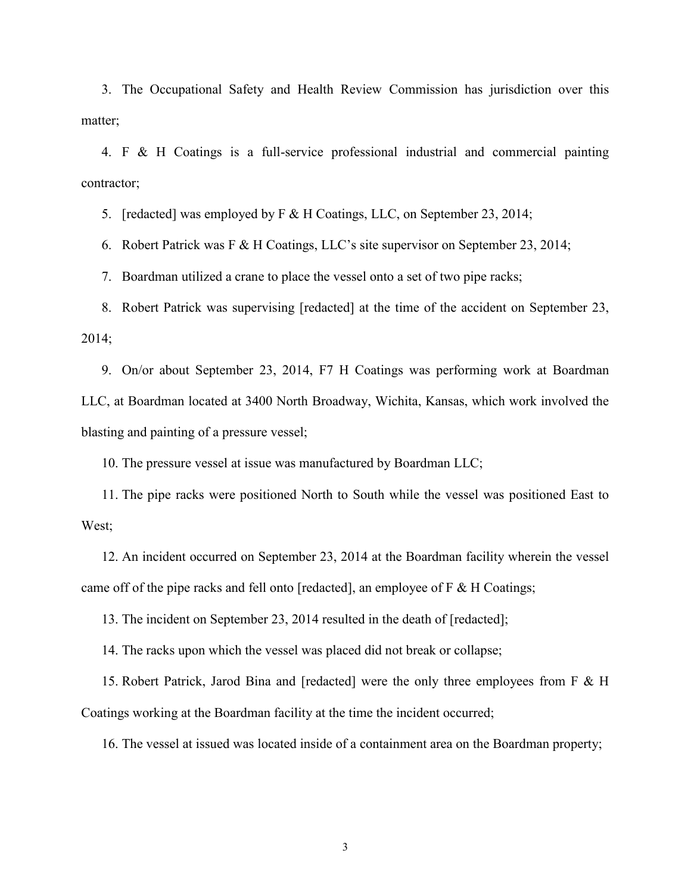3. The Occupational Safety and Health Review Commission has jurisdiction over this matter;

4. F & H Coatings is a full-service professional industrial and commercial painting contractor;

5. [redacted] was employed by F & H Coatings, LLC, on September 23, 2014;

6. Robert Patrick was F & H Coatings, LLC's site supervisor on September 23, 2014;

7. Boardman utilized a crane to place the vessel onto a set of two pipe racks;

8. Robert Patrick was supervising [redacted] at the time of the accident on September 23, 2014;

9. On/or about September 23, 2014, F7 H Coatings was performing work at Boardman LLC, at Boardman located at 3400 North Broadway, Wichita, Kansas, which work involved the blasting and painting of a pressure vessel;

10. The pressure vessel at issue was manufactured by Boardman LLC;

11. The pipe racks were positioned North to South while the vessel was positioned East to West;

12. An incident occurred on September 23, 2014 at the Boardman facility wherein the vessel came off of the pipe racks and fell onto [redacted], an employee of F & H Coatings;

13. The incident on September 23, 2014 resulted in the death of [redacted];

14. The racks upon which the vessel was placed did not break or collapse;

15. Robert Patrick, Jarod Bina and [redacted] were the only three employees from F & H Coatings working at the Boardman facility at the time the incident occurred;

16. The vessel at issued was located inside of a containment area on the Boardman property;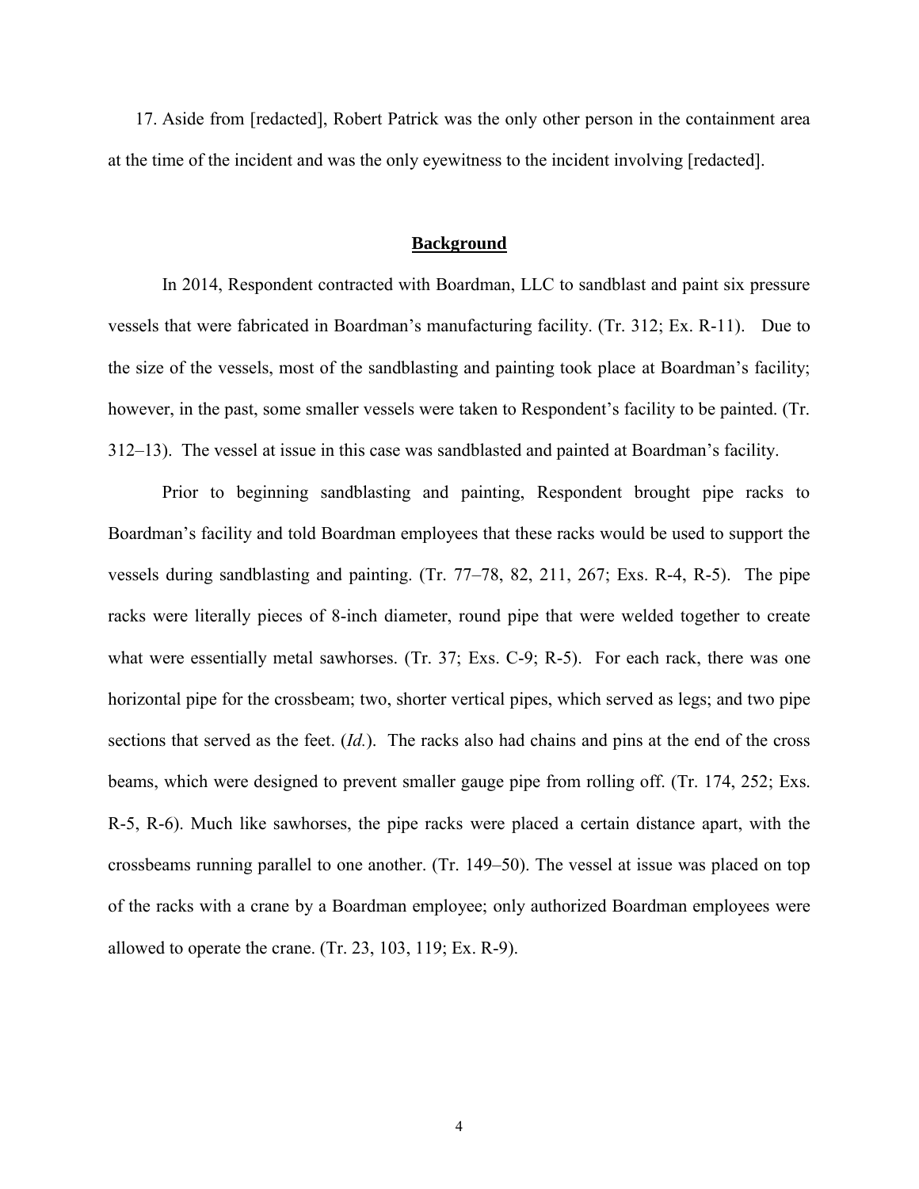17. Aside from [redacted], Robert Patrick was the only other person in the containment area at the time of the incident and was the only eyewitness to the incident involving [redacted].

## Background

In 2014, Respondent contracted with Boardman, LLC to sandblast and paint six pressure vessels that were fabricated in Boardman's manufacturing facility. (Tr. 312; Ex. R-11). Due to the size of the vessels, most of the sandblasting and painting took place at Boardman's facility; however, in the past, some smaller vessels were taken to Respondent's facility to be painted. (Tr. 312–13). The vessel at issue in this case was sandblasted and painted at Boardman's facility.

Prior to beginning sandblasting and painting, Respondent brought pipe racks to Boardman's facility and told Boardman employees that these racks would be used to support the vessels during sandblasting and painting. (Tr. 77–78, 82, 211, 267; Exs. R-4, R-5). The pipe racks were literally pieces of 8-inch diameter, round pipe that were welded together to create what were essentially metal sawhorses. (Tr. 37; Exs. C-9; R-5). For each rack, there was one horizontal pipe for the crossbeam; two, shorter vertical pipes, which served as legs; and two pipe sections that served as the feet. (*Id.*). The racks also had chains and pins at the end of the cross beams, which were designed to prevent smaller gauge pipe from rolling off. (Tr. 174, 252; Exs. R-5, R-6). Much like sawhorses, the pipe racks were placed a certain distance apart, with the crossbeams running parallel to one another. (Tr. 149–50). The vessel at issue was placed on top of the racks with a crane by a Boardman employee; only authorized Boardman employees were allowed to operate the crane. (Tr. 23, 103, 119; Ex. R-9).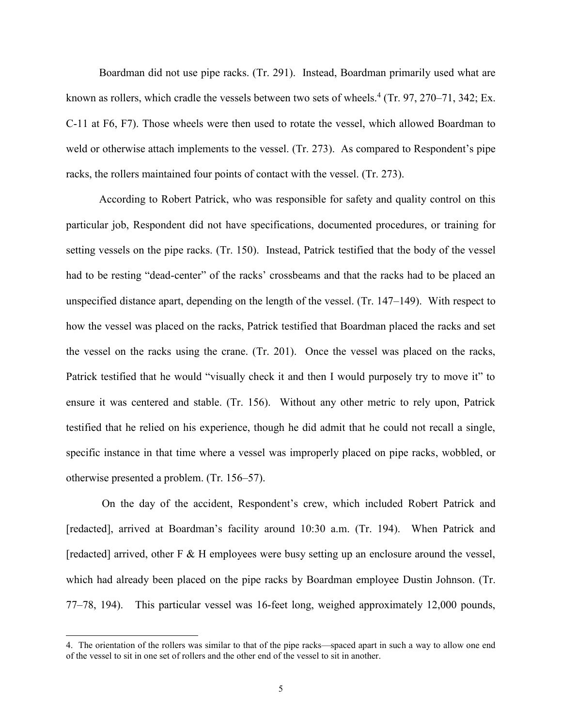Boardman did not use pipe racks. (Tr. 291). Instead, Boardman primarily used what are known as rollers, which cradle the vessels between two sets of wheels.[4] (Tr. 97, 270–71, 342; Ex. C-11 at F6, F7). Those wheels were then used to rotate the vessel, which allowed Boardman to weld or otherwise attach implements to the vessel. (Tr. 273). As compared to Respondent's pipe racks, the rollers maintained four points of contact with the vessel. (Tr. 273).

According to Robert Patrick, who was responsible for safety and quality control on this particular job, Respondent did not have specifications, documented procedures, or training for setting vessels on the pipe racks. (Tr. 150). Instead, Patrick testified that the body of the vessel had to be resting "dead-center" of the racks' crossbeams and that the racks had to be placed an unspecified distance apart, depending on the length of the vessel. (Tr. 147–149). With respect to how the vessel was placed on the racks, Patrick testified that Boardman placed the racks and set the vessel on the racks using the crane. (Tr. 201). Once the vessel was placed on the racks, Patrick testified that he would "visually check it and then I would purposely try to move it" to ensure it was centered and stable. (Tr. 156). Without any other metric to rely upon, Patrick testified that he relied on his experience, though he did admit that he could not recall a single, specific instance in that time where a vessel was improperly placed on pipe racks, wobbled, or otherwise presented a problem. (Tr. 156–57).

On the day of the accident, Respondent's crew, which included Robert Patrick and [redacted], arrived at Boardman's facility around 10:30 a.m. (Tr. 194). When Patrick and [redacted] arrived, other F & H employees were busy setting up an enclosure around the vessel, which had already been placed on the pipe racks by Boardman employee Dustin Johnson. (Tr. 77–78, 194). This particular vessel was 16-feet long, weighed approximately 12,000 pounds,

4. The orientation of the rollers was similar to that of the pipe racks—spaced apart in such a way to allow one end of the vessel to sit in one set of rollers and the other end of the vessel to sit in another.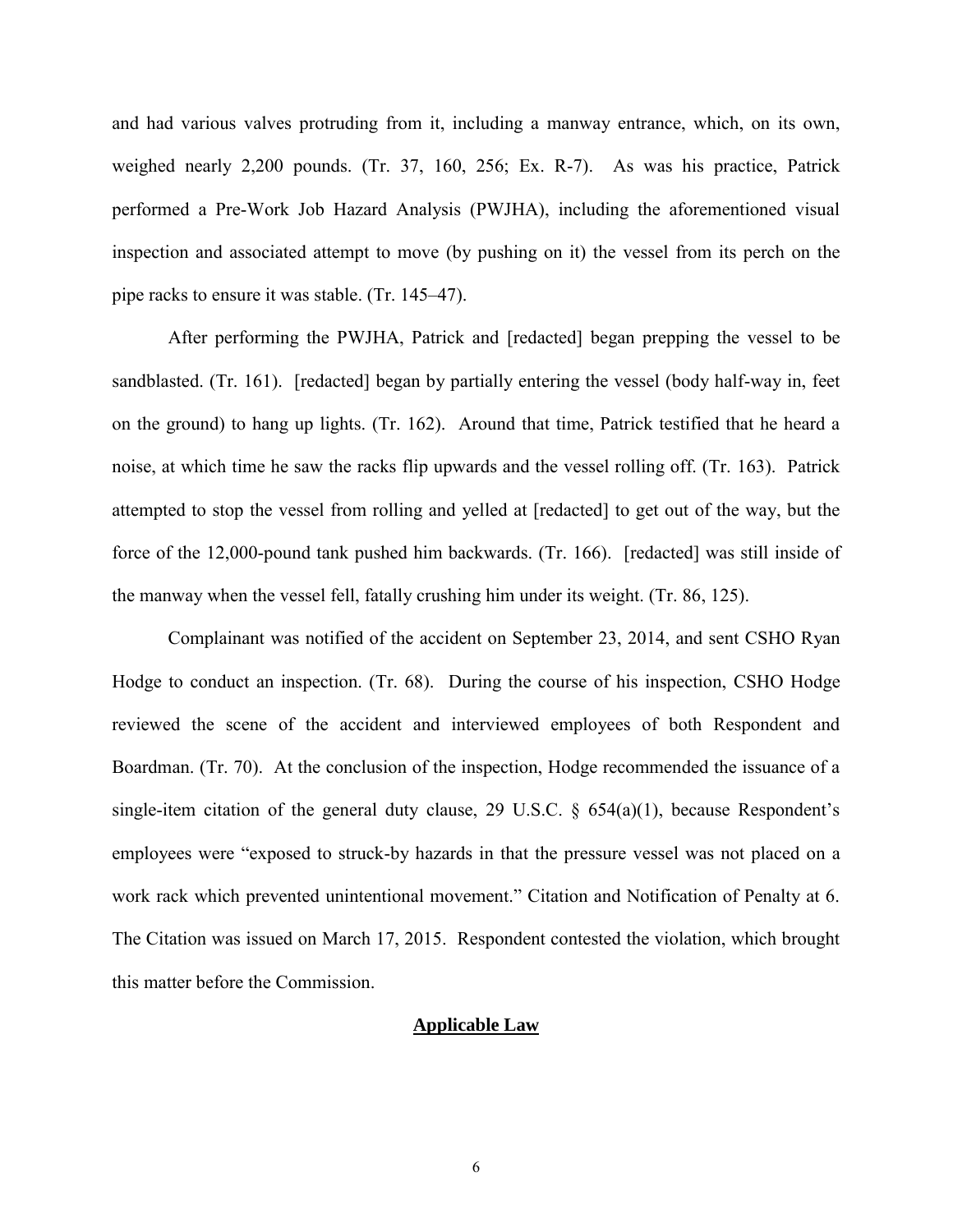and had various valves protruding from it, including a manway entrance, which, on its own, weighed nearly 2,200 pounds. (Tr. 37, 160, 256; Ex. R-7). As was his practice, Patrick performed a Pre-Work Job Hazard Analysis (PWJHA), including the aforementioned visual inspection and associated attempt to move (by pushing on it) the vessel from its perch on the pipe racks to ensure it was stable. (Tr. 145–47).

After performing the PWJHA, Patrick and [redacted] began prepping the vessel to be sandblasted. (Tr. 161). [redacted] began by partially entering the vessel (body half-way in, feet on the ground) to hang up lights. (Tr. 162). Around that time, Patrick testified that he heard a noise, at which time he saw the racks flip upwards and the vessel rolling off. (Tr. 163). Patrick attempted to stop the vessel from rolling and yelled at [redacted] to get out of the way, but the force of the 12,000-pound tank pushed him backwards. (Tr. 166). [redacted] was still inside of the manway when the vessel fell, fatally crushing him under its weight. (Tr. 86, 125).

Complainant was notified of the accident on September 23, 2014, and sent CSHO Ryan Hodge to conduct an inspection. (Tr. 68). During the course of his inspection, CSHO Hodge reviewed the scene of the accident and interviewed employees of both Respondent and Boardman. (Tr. 70). At the conclusion of the inspection, Hodge recommended the issuance of a single-item citation of the general duty clause, 29 U.S.C. § 654(a)(1), because Respondent's employees were "exposed to struck-by hazards in that the pressure vessel was not placed on a work rack which prevented unintentional movement." Citation and Notification of Penalty at 6. The Citation was issued on March 17, 2015. Respondent contested the violation, which brought this matter before the Commission.

## Applicable Law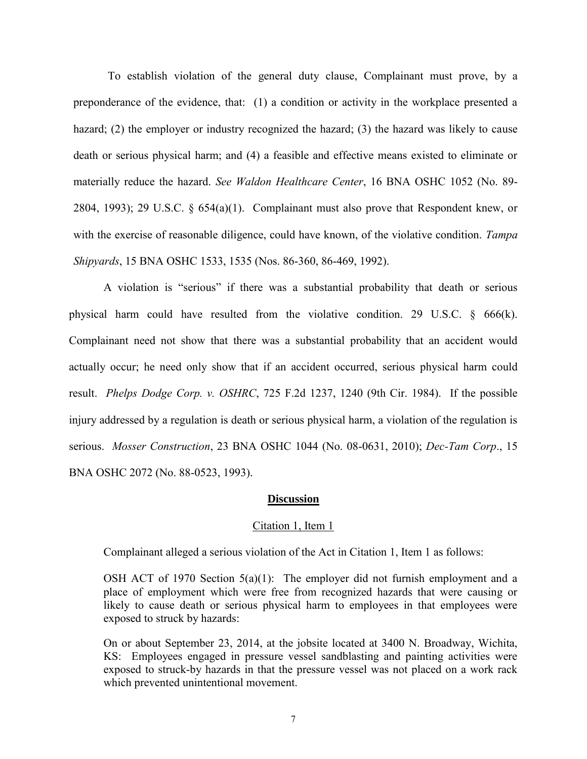To establish violation of the general duty clause, Complainant must prove, by a preponderance of the evidence, that: (1) a condition or activity in the workplace presented a hazard; (2) the employer or industry recognized the hazard; (3) the hazard was likely to cause death or serious physical harm; and (4) a feasible and effective means existed to eliminate or materially reduce the hazard. *See Waldon Healthcare Center*, 16 BNA OSHC 1052 (No. 89-2804, 1993); 29 U.S.C. § 654(a)(1). Complainant must also prove that Respondent knew, or with the exercise of reasonable diligence, could have known, of the violative condition. *Tampa Shipyards*, 15 BNA OSHC 1533, 1535 (Nos. 86-360, 86-469, 1992).

A violation is "serious" if there was a substantial probability that death or serious physical harm could have resulted from the violative condition. 29 U.S.C. § 666(k). Complainant need not show that there was a substantial probability that an accident would actually occur; he need only show that if an accident occurred, serious physical harm could result. *Phelps Dodge Corp. v. OSHRC*, 725 F.2d 1237, 1240 (9th Cir. 1984). If the possible injury addressed by a regulation is death or serious physical harm, a violation of the regulation is serious. *Mosser Construction*, 23 BNA OSHC 1044 (No. 08-0631, 2010); *Dec-Tam Corp*., 15 BNA OSHC 2072 (No. 88-0523, 1993).

## **Discussion**

### Citation 1, Item 1

Complainant alleged a serious violation of the Act in Citation 1, Item 1 as follows:

> OSH ACT of 1970 Section 5(a)(1): The employer did not furnish employment and a place of employment which were free from recognized hazards that were causing or likely to cause death or serious physical harm to employees in that employees were exposed to struck by hazards:
>
> On or about September 23, 2014, at the jobsite located at 3400 N. Broadway, Wichita, KS: Employees engaged in pressure vessel sandblasting and painting activities were exposed to struck-by hazards in that the pressure vessel was not placed on a work rack which prevented unintentional movement.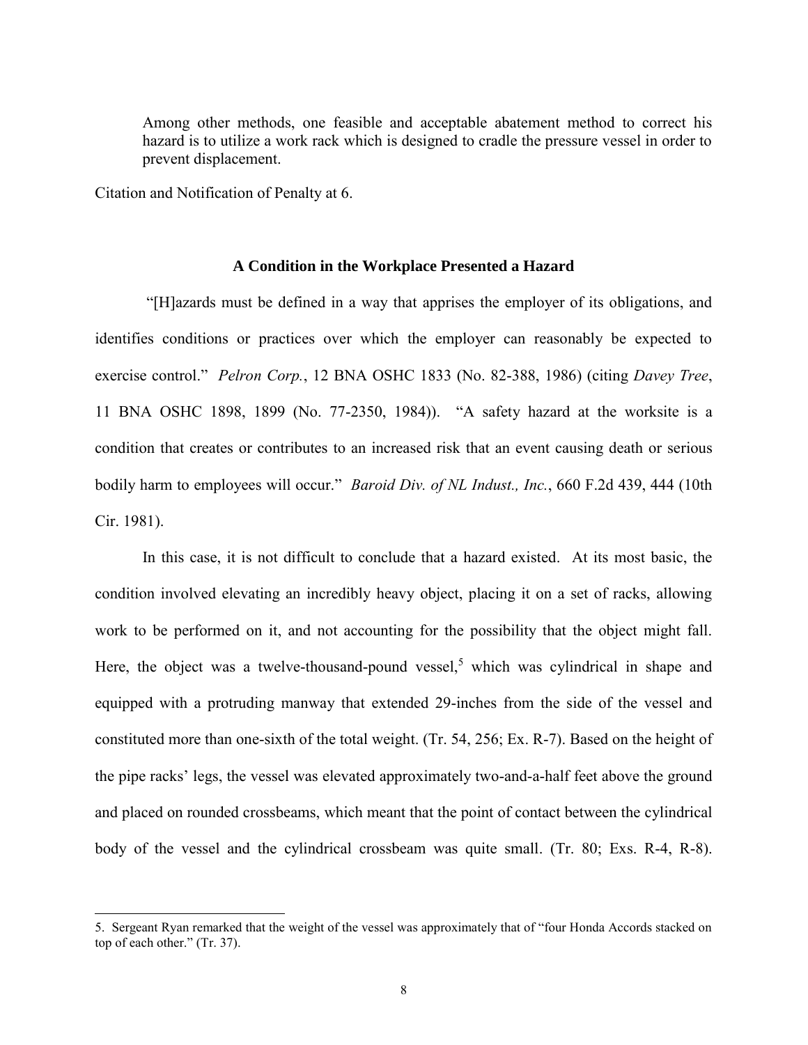> Among other methods, one feasible and acceptable abatement method to correct his hazard is to utilize a work rack which is designed to cradle the pressure vessel in order to prevent displacement.

Citation and Notification of Penalty at 6.

### A Condition in the Workplace Presented a Hazard

"[H]azards must be defined in a way that apprises the employer of its obligations, and identifies conditions or practices over which the employer can reasonably be expected to exercise control." *Pelron Corp.*, 12 BNA OSHC 1833 (No. 82-388, 1986) (citing *Davey Tree*, 11 BNA OSHC 1898, 1899 (No. 77-2350, 1984)). "A safety hazard at the worksite is a condition that creates or contributes to an increased risk that an event causing death or serious bodily harm to employees will occur." *Baroid Div. of NL Indust., Inc.*, 660 F.2d 439, 444 (10th Cir. 1981).

In this case, it is not difficult to conclude that a hazard existed. At its most basic, the condition involved elevating an incredibly heavy object, placing it on a set of racks, allowing work to be performed on it, and not accounting for the possibility that the object might fall. Here, the object was a twelve-thousand-pound vessel,[5] which was cylindrical in shape and equipped with a protruding manway that extended 29-inches from the side of the vessel and constituted more than one-sixth of the total weight. (Tr. 54, 256; Ex. R-7). Based on the height of the pipe racks' legs, the vessel was elevated approximately two-and-a-half feet above the ground and placed on rounded crossbeams, which meant that the point of contact between the cylindrical body of the vessel and the cylindrical crossbeam was quite small. (Tr. 80; Exs. R-4, R-8).

---

5. Sergeant Ryan remarked that the weight of the vessel was approximately that of "four Honda Accords stacked on top of each other." (Tr. 37).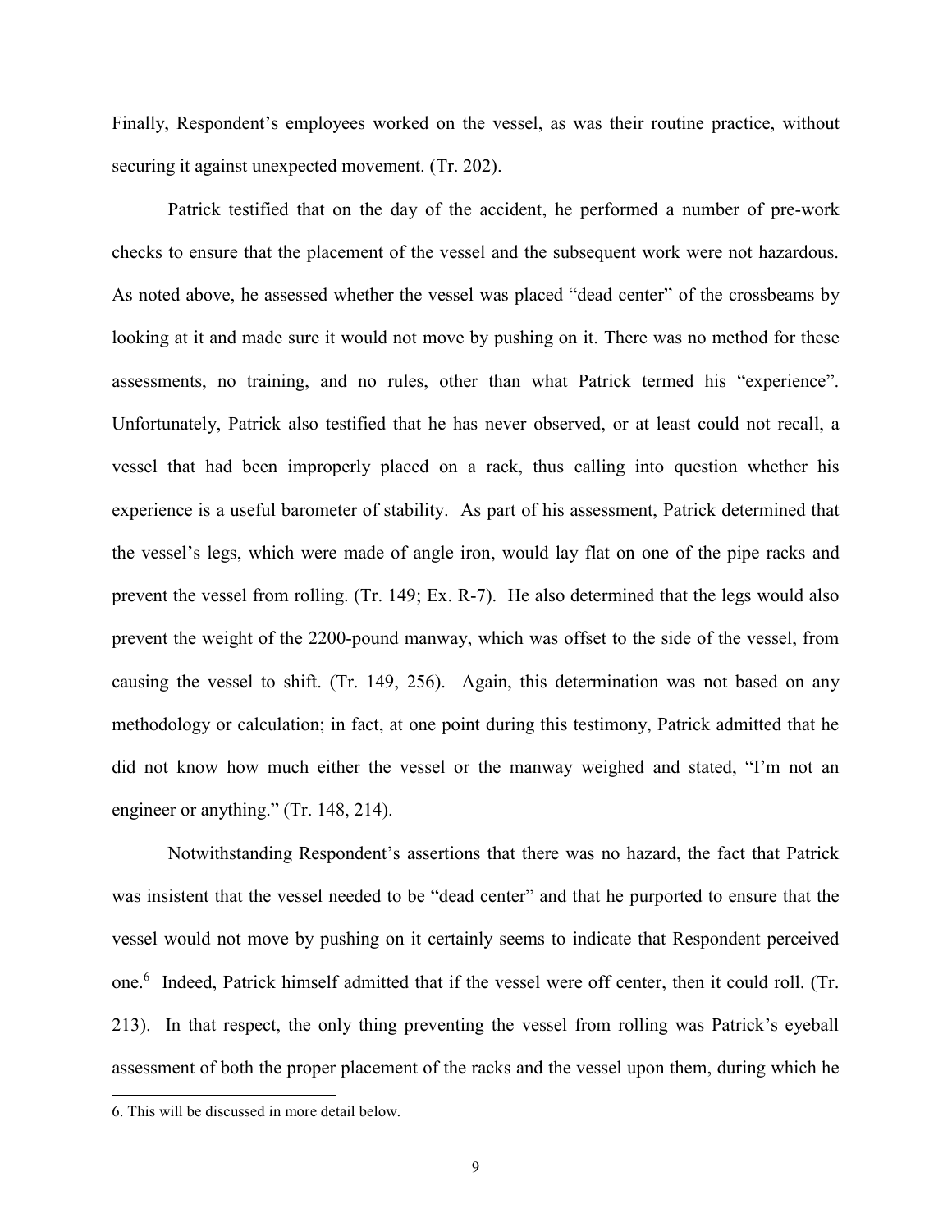Finally, Respondent's employees worked on the vessel, as was their routine practice, without securing it against unexpected movement. (Tr. 202).

Patrick testified that on the day of the accident, he performed a number of pre-work checks to ensure that the placement of the vessel and the subsequent work were not hazardous. As noted above, he assessed whether the vessel was placed "dead center" of the crossbeams by looking at it and made sure it would not move by pushing on it. There was no method for these assessments, no training, and no rules, other than what Patrick termed his "experience". Unfortunately, Patrick also testified that he has never observed, or at least could not recall, a vessel that had been improperly placed on a rack, thus calling into question whether his experience is a useful barometer of stability. As part of his assessment, Patrick determined that the vessel's legs, which were made of angle iron, would lay flat on one of the pipe racks and prevent the vessel from rolling. (Tr. 149; Ex. R-7). He also determined that the legs would also prevent the weight of the 2200-pound manway, which was offset to the side of the vessel, from causing the vessel to shift. (Tr. 149, 256). Again, this determination was not based on any methodology or calculation; in fact, at one point during this testimony, Patrick admitted that he did not know how much either the vessel or the manway weighed and stated, "I'm not an engineer or anything." (Tr. 148, 214).

Notwithstanding Respondent's assertions that there was no hazard, the fact that Patrick was insistent that the vessel needed to be "dead center" and that he purported to ensure that the vessel would not move by pushing on it certainly seems to indicate that Respondent perceived one.[6] Indeed, Patrick himself admitted that if the vessel were off center, then it could roll. (Tr. 213). In that respect, the only thing preventing the vessel from rolling was Patrick's eyeball assessment of both the proper placement of the racks and the vessel upon them, during which he

---

6. This will be discussed in more detail below.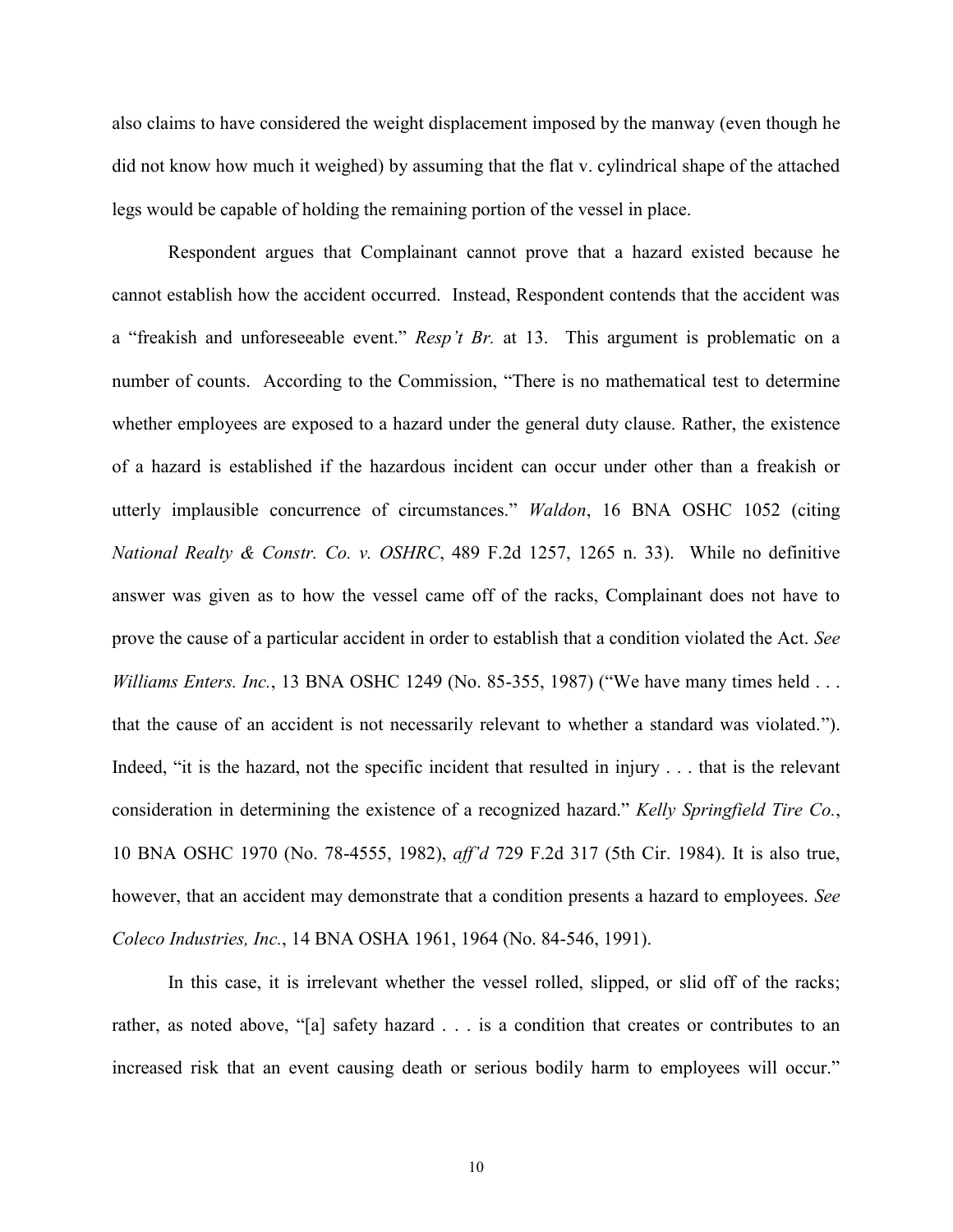also claims to have considered the weight displacement imposed by the manway (even though he did not know how much it weighed) by assuming that the flat v. cylindrical shape of the attached legs would be capable of holding the remaining portion of the vessel in place.

Respondent argues that Complainant cannot prove that a hazard existed because he cannot establish how the accident occurred. Instead, Respondent contends that the accident was a "freakish and unforeseeable event." *Resp't Br.* at 13. This argument is problematic on a number of counts. According to the Commission, "There is no mathematical test to determine whether employees are exposed to a hazard under the general duty clause. Rather, the existence of a hazard is established if the hazardous incident can occur under other than a freakish or utterly implausible concurrence of circumstances." *Waldon*, 16 BNA OSHC 1052 (citing *National Realty & Constr. Co. v. OSHRC*, 489 F.2d 1257, 1265 n. 33). While no definitive answer was given as to how the vessel came off of the racks, Complainant does not have to prove the cause of a particular accident in order to establish that a condition violated the Act. *See Williams Enters. Inc.*, 13 BNA OSHC 1249 (No. 85-355, 1987) ("We have many times held . . . that the cause of an accident is not necessarily relevant to whether a standard was violated."). Indeed, "it is the hazard, not the specific incident that resulted in injury . . . that is the relevant consideration in determining the existence of a recognized hazard." *Kelly Springfield Tire Co.*, 10 BNA OSHC 1970 (No. 78-4555, 1982), *aff'd* 729 F.2d 317 (5th Cir. 1984). It is also true, however, that an accident may demonstrate that a condition presents a hazard to employees. *See Coleco Industries, Inc.*, 14 BNA OSHA 1961, 1964 (No. 84-546, 1991).

In this case, it is irrelevant whether the vessel rolled, slipped, or slid off of the racks; rather, as noted above, "[a] safety hazard . . . is a condition that creates or contributes to an increased risk that an event causing death or serious bodily harm to employees will occur."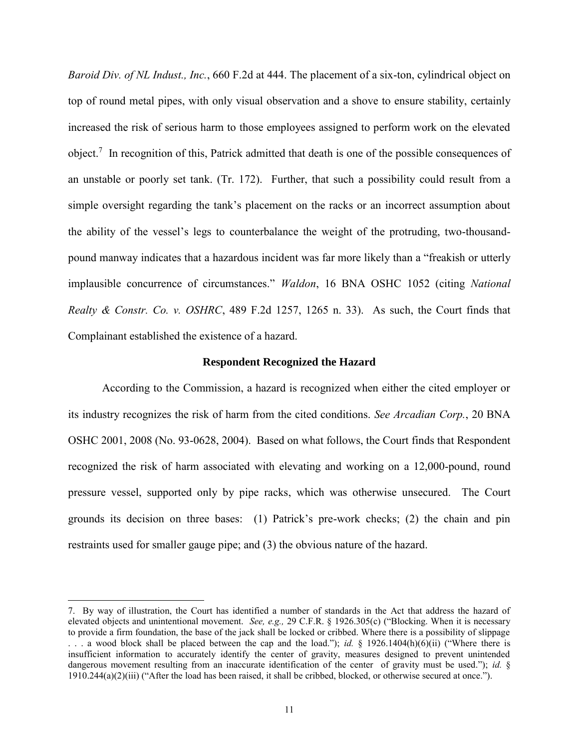*Baroid Div. of NL Indust., Inc.*, 660 F.2d at 444. The placement of a six-ton, cylindrical object on top of round metal pipes, with only visual observation and a shove to ensure stability, certainly increased the risk of serious harm to those employees assigned to perform work on the elevated object.[7] In recognition of this, Patrick admitted that death is one of the possible consequences of an unstable or poorly set tank. (Tr. 172). Further, that such a possibility could result from a simple oversight regarding the tank's placement on the racks or an incorrect assumption about the ability of the vessel's legs to counterbalance the weight of the protruding, two-thousand-pound manway indicates that a hazardous incident was far more likely than a "freakish or utterly implausible concurrence of circumstances." *Waldon*, 16 BNA OSHC 1052 (citing *National Realty & Constr. Co. v. OSHRC*, 489 F.2d 1257, 1265 n. 33). As such, the Court finds that Complainant established the existence of a hazard.

**Respondent Recognized the Hazard**

According to the Commission, a hazard is recognized when either the cited employer or its industry recognizes the risk of harm from the cited conditions. *See Arcadian Corp.*, 20 BNA OSHC 2001, 2008 (No. 93-0628, 2004). Based on what follows, the Court finds that Respondent recognized the risk of harm associated with elevating and working on a 12,000-pound, round pressure vessel, supported only by pipe racks, which was otherwise unsecured. The Court grounds its decision on three bases: (1) Patrick's pre-work checks; (2) the chain and pin restraints used for smaller gauge pipe; and (3) the obvious nature of the hazard.

---

7. By way of illustration, the Court has identified a number of standards in the Act that address the hazard of elevated objects and unintentional movement. *See, e.g.,* 29 C.F.R. § 1926.305(c) ("Blocking. When it is necessary to provide a firm foundation, the base of the jack shall be locked or cribbed. Where there is a possibility of slippage . . . a wood block shall be placed between the cap and the load."); *id.* § 1926.1404(h)(6)(ii) ("Where there is insufficient information to accurately identify the center of gravity, measures designed to prevent unintended dangerous movement resulting from an inaccurate identification of the center of gravity must be used."); *id.* § 1910.244(a)(2)(iii) ("After the load has been raised, it shall be cribbed, blocked, or otherwise secured at once.").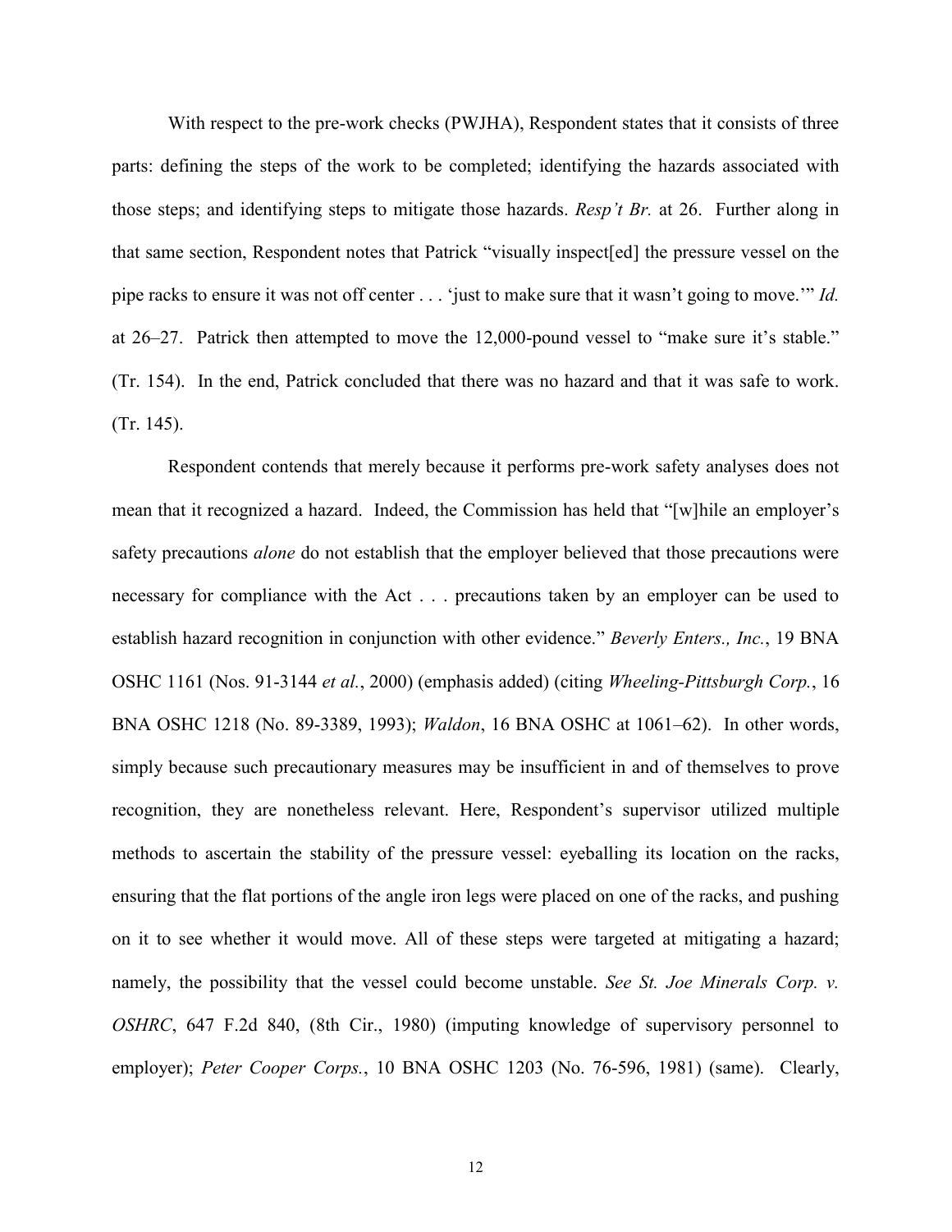With respect to the pre-work checks (PWJHA), Respondent states that it consists of three parts: defining the steps of the work to be completed; identifying the hazards associated with those steps; and identifying steps to mitigate those hazards. *Resp't Br.* at 26. Further along in that same section, Respondent notes that Patrick "visually inspect[ed] the pressure vessel on the pipe racks to ensure it was not off center . . . 'just to make sure that it wasn't going to move.'" *Id.* at 26–27. Patrick then attempted to move the 12,000-pound vessel to "make sure it's stable." (Tr. 154). In the end, Patrick concluded that there was no hazard and that it was safe to work. (Tr. 145).

Respondent contends that merely because it performs pre-work safety analyses does not mean that it recognized a hazard. Indeed, the Commission has held that "[w]hile an employer's safety precautions *alone* do not establish that the employer believed that those precautions were necessary for compliance with the Act . . . precautions taken by an employer can be used to establish hazard recognition in conjunction with other evidence." *Beverly Enters., Inc.*, 19 BNA OSHC 1161 (Nos. 91-3144 *et al.*, 2000) (emphasis added) (citing *Wheeling-Pittsburgh Corp.*, 16 BNA OSHC 1218 (No. 89-3389, 1993); *Waldon*, 16 BNA OSHC at 1061–62). In other words, simply because such precautionary measures may be insufficient in and of themselves to prove recognition, they are nonetheless relevant. Here, Respondent's supervisor utilized multiple methods to ascertain the stability of the pressure vessel: eyeballing its location on the racks, ensuring that the flat portions of the angle iron legs were placed on one of the racks, and pushing on it to see whether it would move. All of these steps were targeted at mitigating a hazard; namely, the possibility that the vessel could become unstable. *See St. Joe Minerals Corp. v. OSHRC*, 647 F.2d 840, (8th Cir., 1980) (imputing knowledge of supervisory personnel to employer); *Peter Cooper Corps.*, 10 BNA OSHC 1203 (No. 76-596, 1981) (same). Clearly,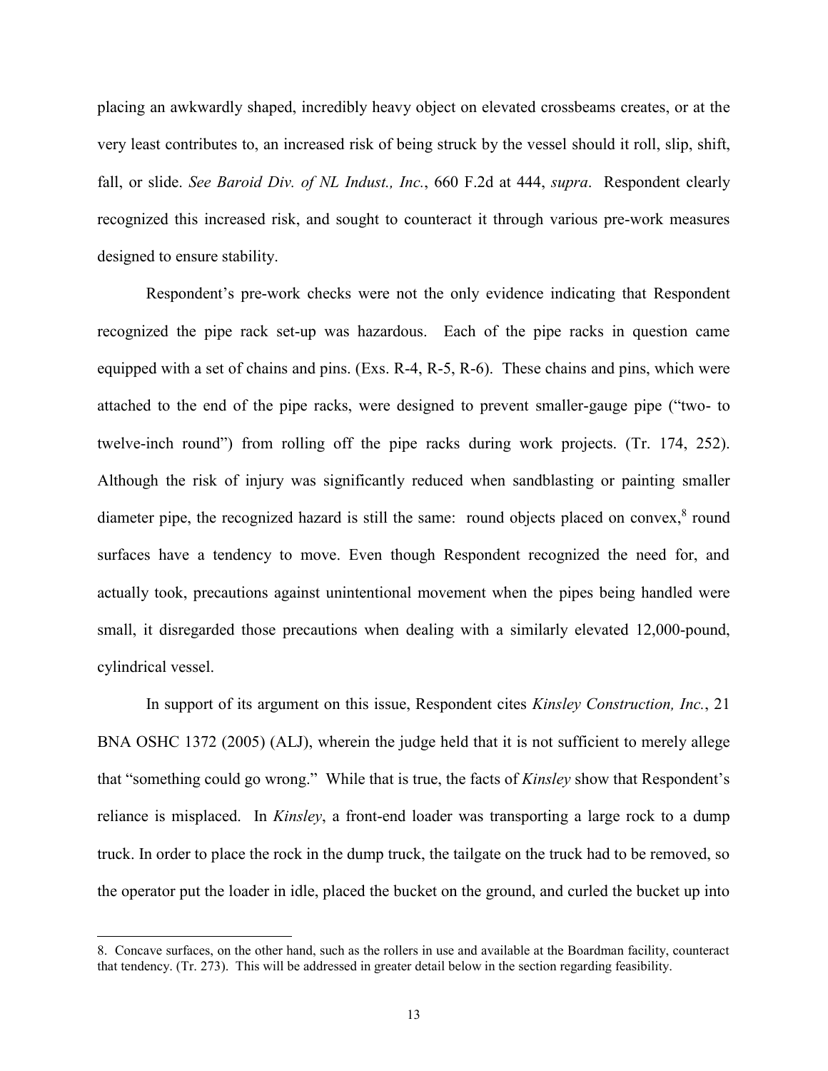placing an awkwardly shaped, incredibly heavy object on elevated crossbeams creates, or at the very least contributes to, an increased risk of being struck by the vessel should it roll, slip, shift, fall, or slide. *See Baroid Div. of NL Indust., Inc.*, 660 F.2d at 444, *supra*. Respondent clearly recognized this increased risk, and sought to counteract it through various pre-work measures designed to ensure stability.

Respondent's pre-work checks were not the only evidence indicating that Respondent recognized the pipe rack set-up was hazardous. Each of the pipe racks in question came equipped with a set of chains and pins. (Exs. R-4, R-5, R-6). These chains and pins, which were attached to the end of the pipe racks, were designed to prevent smaller-gauge pipe ("two- to twelve-inch round") from rolling off the pipe racks during work projects. (Tr. 174, 252). Although the risk of injury was significantly reduced when sandblasting or painting smaller diameter pipe, the recognized hazard is still the same: round objects placed on convex,[8] round surfaces have a tendency to move. Even though Respondent recognized the need for, and actually took, precautions against unintentional movement when the pipes being handled were small, it disregarded those precautions when dealing with a similarly elevated 12,000-pound, cylindrical vessel.

In support of its argument on this issue, Respondent cites *Kinsley Construction, Inc.*, 21 BNA OSHC 1372 (2005) (ALJ), wherein the judge held that it is not sufficient to merely allege that "something could go wrong." While that is true, the facts of *Kinsley* show that Respondent's reliance is misplaced. In *Kinsley*, a front-end loader was transporting a large rock to a dump truck. In order to place the rock in the dump truck, the tailgate on the truck had to be removed, so the operator put the loader in idle, placed the bucket on the ground, and curled the bucket up into

---

8. Concave surfaces, on the other hand, such as the rollers in use and available at the Boardman facility, counteract that tendency. (Tr. 273). This will be addressed in greater detail below in the section regarding feasibility.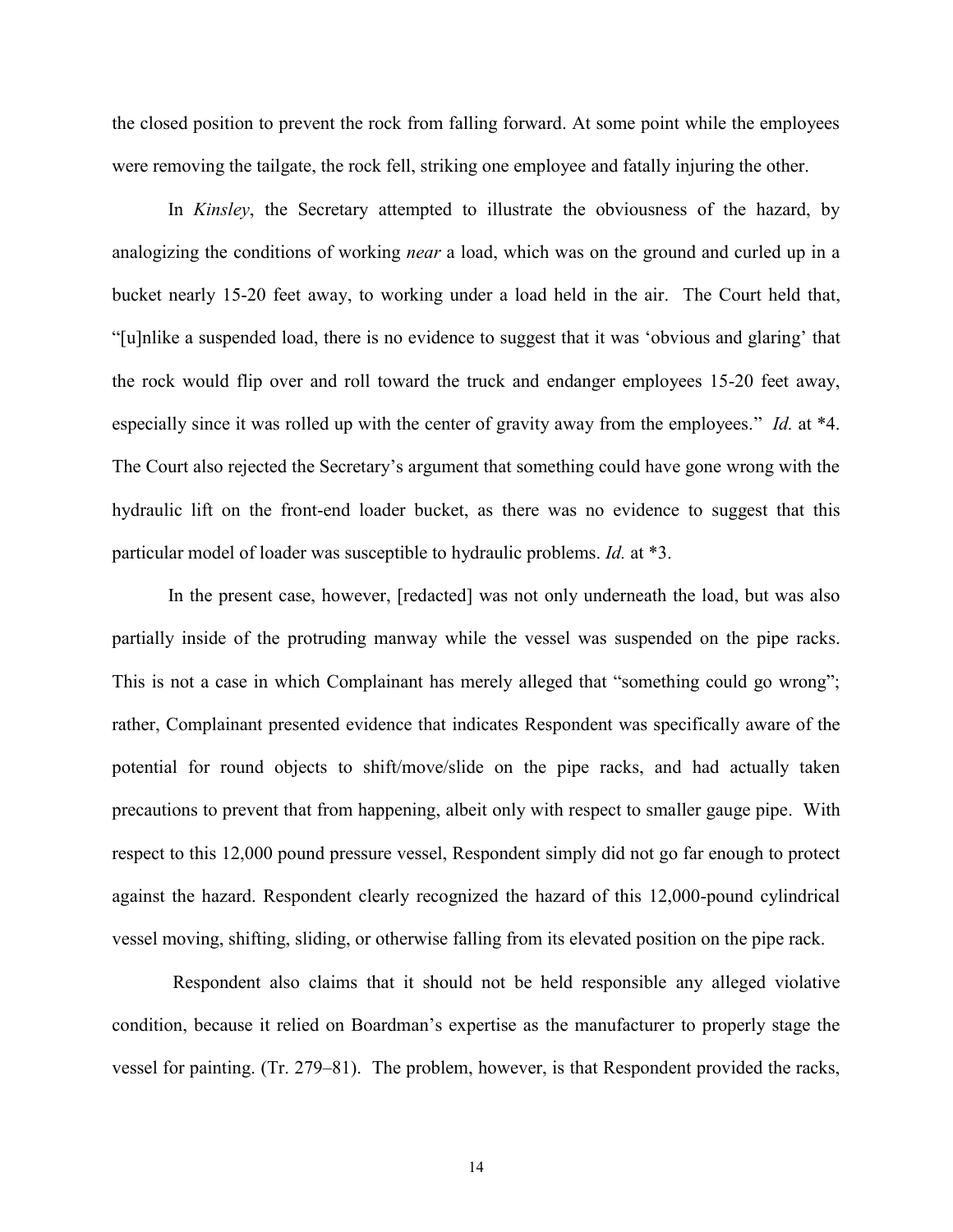the closed position to prevent the rock from falling forward. At some point while the employees were removing the tailgate, the rock fell, striking one employee and fatally injuring the other.

In *Kinsley*, the Secretary attempted to illustrate the obviousness of the hazard, by analogizing the conditions of working *near* a load, which was on the ground and curled up in a bucket nearly 15-20 feet away, to working under a load held in the air. The Court held that, "[u]nlike a suspended load, there is no evidence to suggest that it was 'obvious and glaring' that the rock would flip over and roll toward the truck and endanger employees 15-20 feet away, especially since it was rolled up with the center of gravity away from the employees." *Id.* at *4. The Court also rejected the Secretary's argument that something could have gone wrong with the hydraulic lift on the front-end loader bucket, as there was no evidence to suggest that this particular model of loader was susceptible to hydraulic problems. *Id.* at *3.

In the present case, however, [redacted] was not only underneath the load, but was also partially inside of the protruding manway while the vessel was suspended on the pipe racks. This is not a case in which Complainant has merely alleged that "something could go wrong"; rather, Complainant presented evidence that indicates Respondent was specifically aware of the potential for round objects to shift/move/slide on the pipe racks, and had actually taken precautions to prevent that from happening, albeit only with respect to smaller gauge pipe. With respect to this 12,000 pound pressure vessel, Respondent simply did not go far enough to protect against the hazard. Respondent clearly recognized the hazard of this 12,000-pound cylindrical vessel moving, shifting, sliding, or otherwise falling from its elevated position on the pipe rack.

Respondent also claims that it should not be held responsible any alleged violative condition, because it relied on Boardman's expertise as the manufacturer to properly stage the vessel for painting. (Tr. 279–81). The problem, however, is that Respondent provided the racks,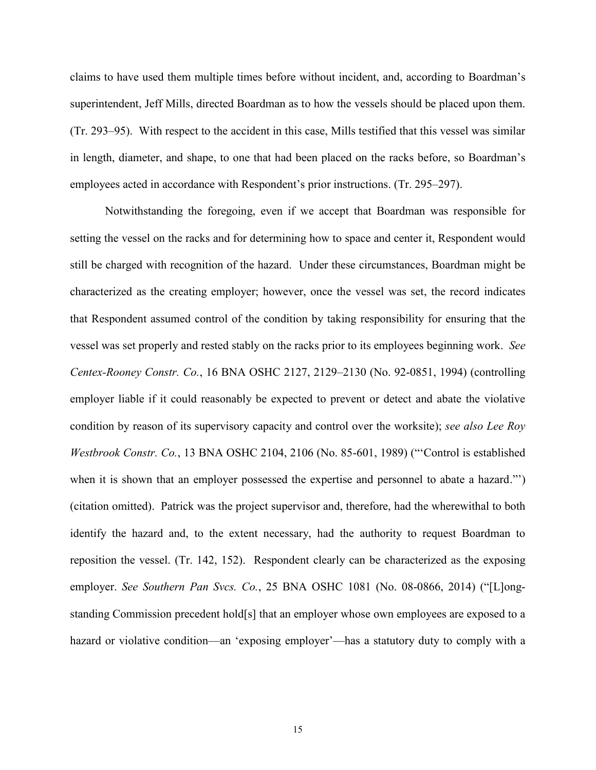claims to have used them multiple times before without incident, and, according to Boardman's superintendent, Jeff Mills, directed Boardman as to how the vessels should be placed upon them. (Tr. 293–95). With respect to the accident in this case, Mills testified that this vessel was similar in length, diameter, and shape, to one that had been placed on the racks before, so Boardman's employees acted in accordance with Respondent's prior instructions. (Tr. 295–297).

Notwithstanding the foregoing, even if we accept that Boardman was responsible for setting the vessel on the racks and for determining how to space and center it, Respondent would still be charged with recognition of the hazard. Under these circumstances, Boardman might be characterized as the creating employer; however, once the vessel was set, the record indicates that Respondent assumed control of the condition by taking responsibility for ensuring that the vessel was set properly and rested stably on the racks prior to its employees beginning work. *See Centex-Rooney Constr. Co.*, 16 BNA OSHC 2127, 2129–2130 (No. 92-0851, 1994) (controlling employer liable if it could reasonably be expected to prevent or detect and abate the violative condition by reason of its supervisory capacity and control over the worksite); *see also Lee Roy Westbrook Constr. Co.*, 13 BNA OSHC 2104, 2106 (No. 85-601, 1989) ("'Control is established when it is shown that an employer possessed the expertise and personnel to abate a hazard.'") (citation omitted). Patrick was the project supervisor and, therefore, had the wherewithal to both identify the hazard and, to the extent necessary, had the authority to request Boardman to reposition the vessel. (Tr. 142, 152). Respondent clearly can be characterized as the exposing employer. *See Southern Pan Svcs. Co.*, 25 BNA OSHC 1081 (No. 08-0866, 2014) ("[L]ong-standing Commission precedent hold[s] that an employer whose own employees are exposed to a hazard or violative condition—an 'exposing employer'—has a statutory duty to comply with a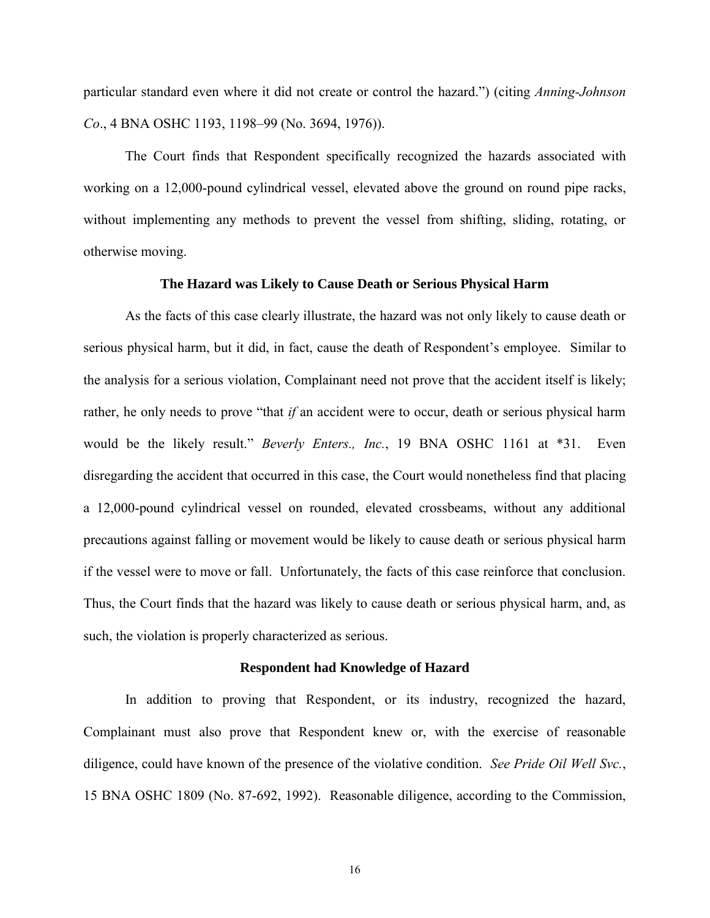particular standard even where it did not create or control the hazard.") (citing *Anning-Johnson Co*., 4 BNA OSHC 1193, 1198–99 (No. 3694, 1976)).

The Court finds that Respondent specifically recognized the hazards associated with working on a 12,000-pound cylindrical vessel, elevated above the ground on round pipe racks, without implementing any methods to prevent the vessel from shifting, sliding, rotating, or otherwise moving.

**The Hazard was Likely to Cause Death or Serious Physical Harm**

As the facts of this case clearly illustrate, the hazard was not only likely to cause death or serious physical harm, but it did, in fact, cause the death of Respondent's employee. Similar to the analysis for a serious violation, Complainant need not prove that the accident itself is likely; rather, he only needs to prove "that *if* an accident were to occur, death or serious physical harm would be the likely result." *Beverly Enters., Inc.*, 19 BNA OSHC 1161 at *31. Even disregarding the accident that occurred in this case, the Court would nonetheless find that placing a 12,000-pound cylindrical vessel on rounded, elevated crossbeams, without any additional precautions against falling or movement would be likely to cause death or serious physical harm if the vessel were to move or fall. Unfortunately, the facts of this case reinforce that conclusion. Thus, the Court finds that the hazard was likely to cause death or serious physical harm, and, as such, the violation is properly characterized as serious.

**Respondent had Knowledge of Hazard**

In addition to proving that Respondent, or its industry, recognized the hazard, Complainant must also prove that Respondent knew or, with the exercise of reasonable diligence, could have known of the presence of the violative condition. *See Pride Oil Well Svc.*, 15 BNA OSHC 1809 (No. 87-692, 1992). Reasonable diligence, according to the Commission,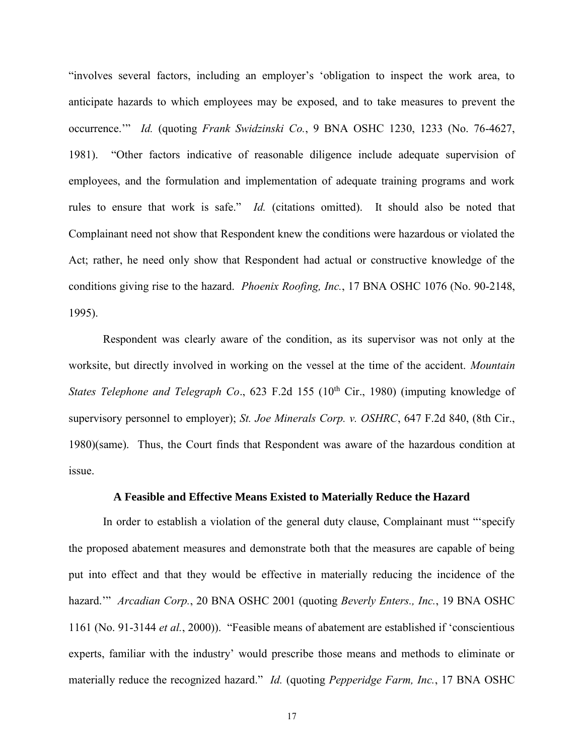"involves several factors, including an employer's 'obligation to inspect the work area, to anticipate hazards to which employees may be exposed, and to take measures to prevent the occurrence.'" *Id.* (quoting *Frank Swidzinski Co.*, 9 BNA OSHC 1230, 1233 (No. 76-4627, 1981). "Other factors indicative of reasonable diligence include adequate supervision of employees, and the formulation and implementation of adequate training programs and work rules to ensure that work is safe." *Id.* (citations omitted). It should also be noted that Complainant need not show that Respondent knew the conditions were hazardous or violated the Act; rather, he need only show that Respondent had actual or constructive knowledge of the conditions giving rise to the hazard. *Phoenix Roofing, Inc.*, 17 BNA OSHC 1076 (No. 90-2148, 1995).

Respondent was clearly aware of the condition, as its supervisor was not only at the worksite, but directly involved in working on the vessel at the time of the accident. *Mountain States Telephone and Telegraph Co*., 623 F.2d 155 (10th Cir., 1980) (imputing knowledge of supervisory personnel to employer); *St. Joe Minerals Corp. v. OSHRC*, 647 F.2d 840, (8th Cir., 1980)(same). Thus, the Court finds that Respondent was aware of the hazardous condition at issue.

**A Feasible and Effective Means Existed to Materially Reduce the Hazard**

In order to establish a violation of the general duty clause, Complainant must "'specify the proposed abatement measures and demonstrate both that the measures are capable of being put into effect and that they would be effective in materially reducing the incidence of the hazard.'" *Arcadian Corp.*, 20 BNA OSHC 2001 (quoting *Beverly Enters., Inc.*, 19 BNA OSHC 1161 (No. 91-3144 *et al.*, 2000)). "Feasible means of abatement are established if 'conscientious experts, familiar with the industry' would prescribe those means and methods to eliminate or materially reduce the recognized hazard." *Id.* (quoting *Pepperidge Farm, Inc.*, 17 BNA OSHC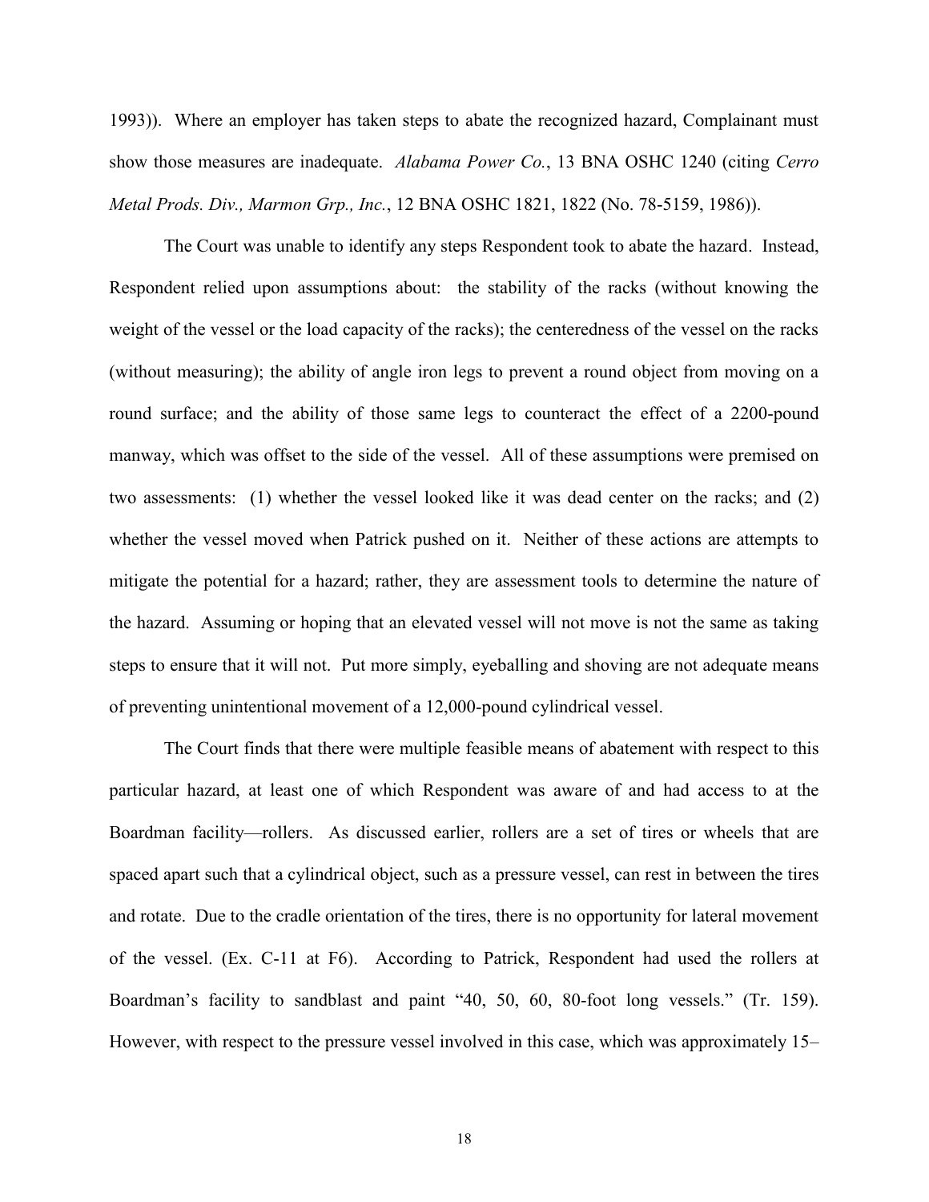1993)). Where an employer has taken steps to abate the recognized hazard, Complainant must show those measures are inadequate. *Alabama Power Co.*, 13 BNA OSHC 1240 (citing *Cerro Metal Prods. Div., Marmon Grp., Inc.*, 12 BNA OSHC 1821, 1822 (No. 78-5159, 1986)).

The Court was unable to identify any steps Respondent took to abate the hazard. Instead, Respondent relied upon assumptions about: the stability of the racks (without knowing the weight of the vessel or the load capacity of the racks); the centeredness of the vessel on the racks (without measuring); the ability of angle iron legs to prevent a round object from moving on a round surface; and the ability of those same legs to counteract the effect of a 2200-pound manway, which was offset to the side of the vessel. All of these assumptions were premised on two assessments: (1) whether the vessel looked like it was dead center on the racks; and (2) whether the vessel moved when Patrick pushed on it. Neither of these actions are attempts to mitigate the potential for a hazard; rather, they are assessment tools to determine the nature of the hazard. Assuming or hoping that an elevated vessel will not move is not the same as taking steps to ensure that it will not. Put more simply, eyeballing and shoving are not adequate means of preventing unintentional movement of a 12,000-pound cylindrical vessel.

The Court finds that there were multiple feasible means of abatement with respect to this particular hazard, at least one of which Respondent was aware of and had access to at the Boardman facility—rollers. As discussed earlier, rollers are a set of tires or wheels that are spaced apart such that a cylindrical object, such as a pressure vessel, can rest in between the tires and rotate. Due to the cradle orientation of the tires, there is no opportunity for lateral movement of the vessel. (Ex. C-11 at F6). According to Patrick, Respondent had used the rollers at Boardman's facility to sandblast and paint "40, 50, 60, 80-foot long vessels." (Tr. 159). However, with respect to the pressure vessel involved in this case, which was approximately 15–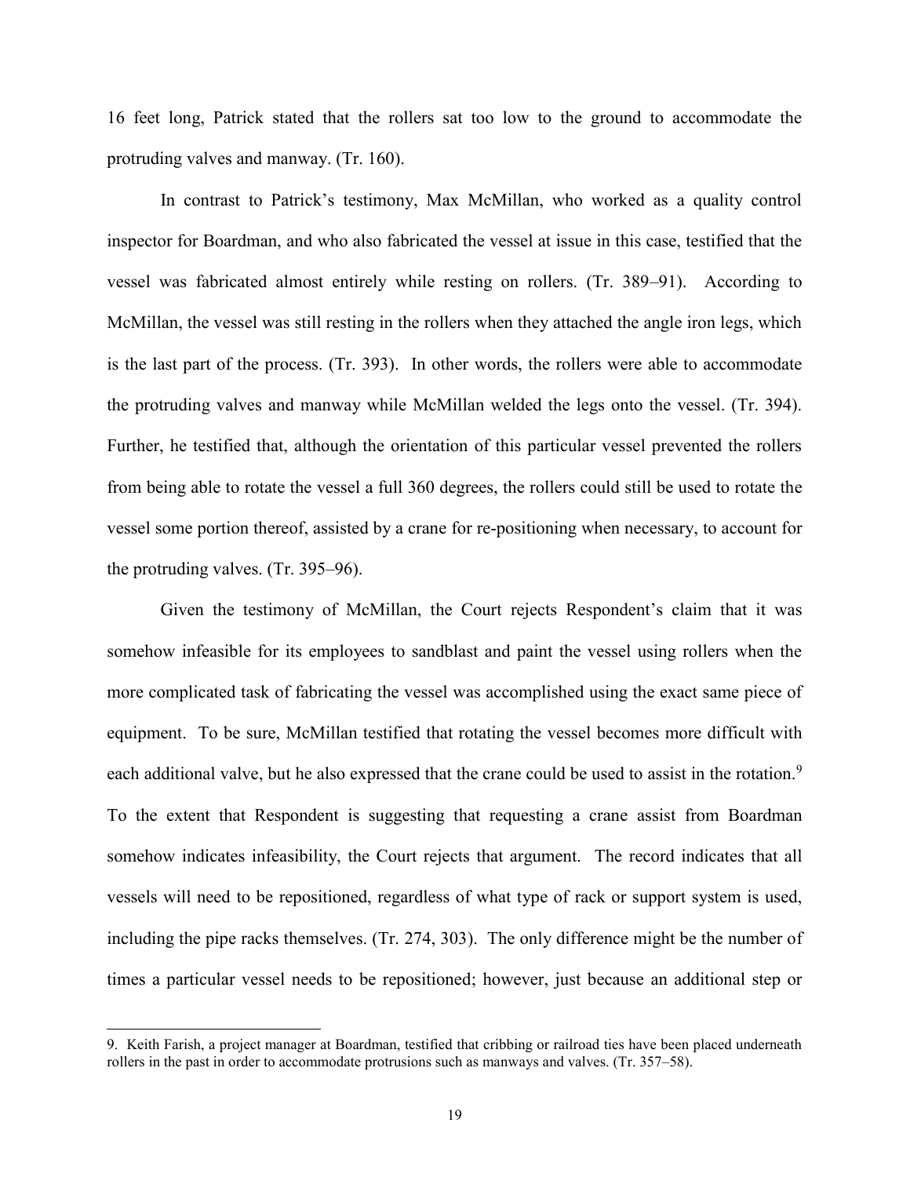16 feet long, Patrick stated that the rollers sat too low to the ground to accommodate the protruding valves and manway. (Tr. 160).

In contrast to Patrick's testimony, Max McMillan, who worked as a quality control inspector for Boardman, and who also fabricated the vessel at issue in this case, testified that the vessel was fabricated almost entirely while resting on rollers. (Tr. 389–91). According to McMillan, the vessel was still resting in the rollers when they attached the angle iron legs, which is the last part of the process. (Tr. 393). In other words, the rollers were able to accommodate the protruding valves and manway while McMillan welded the legs onto the vessel. (Tr. 394). Further, he testified that, although the orientation of this particular vessel prevented the rollers from being able to rotate the vessel a full 360 degrees, the rollers could still be used to rotate the vessel some portion thereof, assisted by a crane for re-positioning when necessary, to account for the protruding valves. (Tr. 395–96).

Given the testimony of McMillan, the Court rejects Respondent's claim that it was somehow infeasible for its employees to sandblast and paint the vessel using rollers when the more complicated task of fabricating the vessel was accomplished using the exact same piece of equipment. To be sure, McMillan testified that rotating the vessel becomes more difficult with each additional valve, but he also expressed that the crane could be used to assist in the rotation.[9] To the extent that Respondent is suggesting that requesting a crane assist from Boardman somehow indicates infeasibility, the Court rejects that argument. The record indicates that all vessels will need to be repositioned, regardless of what type of rack or support system is used, including the pipe racks themselves. (Tr. 274, 303). The only difference might be the number of times a particular vessel needs to be repositioned; however, just because an additional step or

---

9. Keith Farish, a project manager at Boardman, testified that cribbing or railroad ties have been placed underneath rollers in the past in order to accommodate protrusions such as manways and valves. (Tr. 357–58).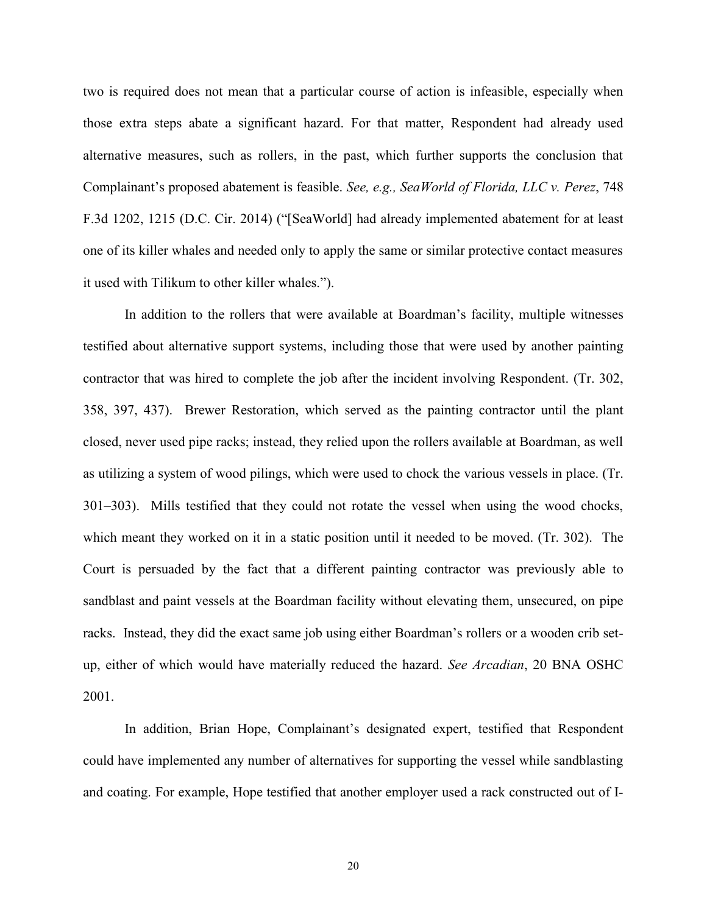two is required does not mean that a particular course of action is infeasible, especially when those extra steps abate a significant hazard. For that matter, Respondent had already used alternative measures, such as rollers, in the past, which further supports the conclusion that Complainant's proposed abatement is feasible. *See, e.g., SeaWorld of Florida, LLC v. Perez*, 748 F.3d 1202, 1215 (D.C. Cir. 2014) ("[SeaWorld] had already implemented abatement for at least one of its killer whales and needed only to apply the same or similar protective contact measures it used with Tilikum to other killer whales.").

In addition to the rollers that were available at Boardman's facility, multiple witnesses testified about alternative support systems, including those that were used by another painting contractor that was hired to complete the job after the incident involving Respondent. (Tr. 302, 358, 397, 437). Brewer Restoration, which served as the painting contractor until the plant closed, never used pipe racks; instead, they relied upon the rollers available at Boardman, as well as utilizing a system of wood pilings, which were used to chock the various vessels in place. (Tr. 301–303). Mills testified that they could not rotate the vessel when using the wood chocks, which meant they worked on it in a static position until it needed to be moved. (Tr. 302). The Court is persuaded by the fact that a different painting contractor was previously able to sandblast and paint vessels at the Boardman facility without elevating them, unsecured, on pipe racks. Instead, they did the exact same job using either Boardman's rollers or a wooden crib set-up, either of which would have materially reduced the hazard. *See Arcadian*, 20 BNA OSHC 2001.

In addition, Brian Hope, Complainant's designated expert, testified that Respondent could have implemented any number of alternatives for supporting the vessel while sandblasting and coating. For example, Hope testified that another employer used a rack constructed out of I-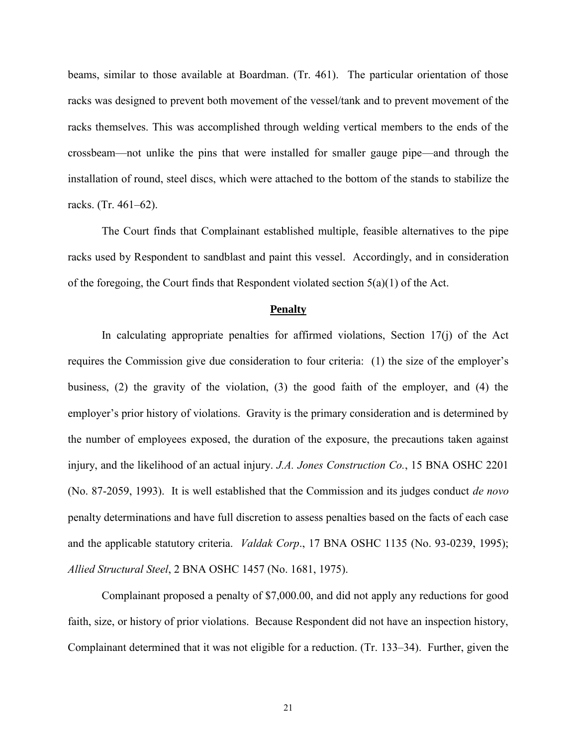beams, similar to those available at Boardman. (Tr. 461). The particular orientation of those racks was designed to prevent both movement of the vessel/tank and to prevent movement of the racks themselves. This was accomplished through welding vertical members to the ends of the crossbeam—not unlike the pins that were installed for smaller gauge pipe—and through the installation of round, steel discs, which were attached to the bottom of the stands to stabilize the racks. (Tr. 461–62).

The Court finds that Complainant established multiple, feasible alternatives to the pipe racks used by Respondent to sandblast and paint this vessel. Accordingly, and in consideration of the foregoing, the Court finds that Respondent violated section 5(a)(1) of the Act.

## Penalty

In calculating appropriate penalties for affirmed violations, Section 17(j) of the Act requires the Commission give due consideration to four criteria: (1) the size of the employer's business, (2) the gravity of the violation, (3) the good faith of the employer, and (4) the employer's prior history of violations. Gravity is the primary consideration and is determined by the number of employees exposed, the duration of the exposure, the precautions taken against injury, and the likelihood of an actual injury. *J.A. Jones Construction Co.*, 15 BNA OSHC 2201 (No. 87-2059, 1993). It is well established that the Commission and its judges conduct *de novo* penalty determinations and have full discretion to assess penalties based on the facts of each case and the applicable statutory criteria. *Valdak Corp*., 17 BNA OSHC 1135 (No. 93-0239, 1995); *Allied Structural Steel*, 2 BNA OSHC 1457 (No. 1681, 1975).

Complainant proposed a penalty of $7,000.00, and did not apply any reductions for good faith, size, or history of prior violations. Because Respondent did not have an inspection history, Complainant determined that it was not eligible for a reduction. (Tr. 133–34). Further, given the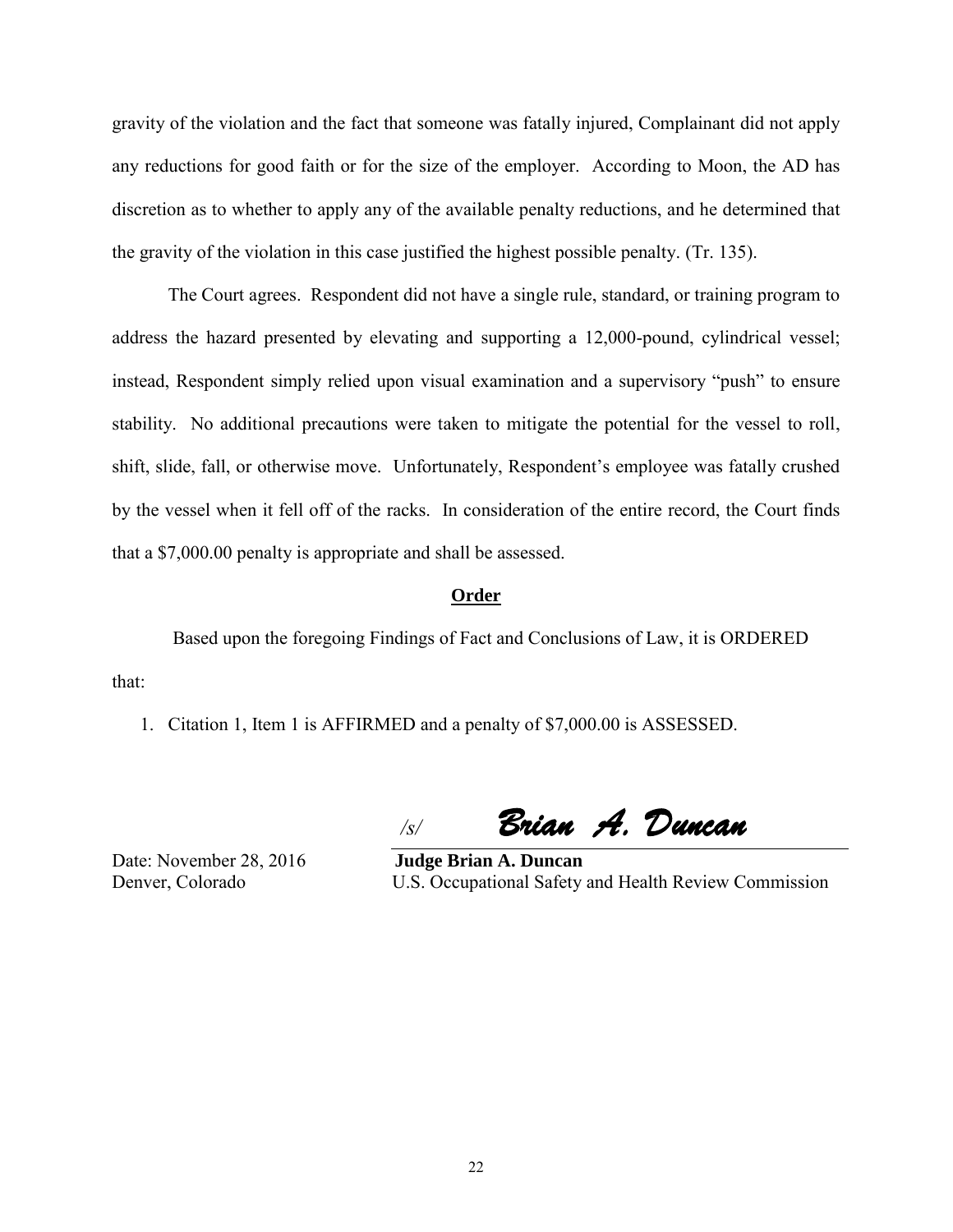gravity of the violation and the fact that someone was fatally injured, Complainant did not apply any reductions for good faith or for the size of the employer. According to Moon, the AD has discretion as to whether to apply any of the available penalty reductions, and he determined that the gravity of the violation in this case justified the highest possible penalty. (Tr. 135).

The Court agrees. Respondent did not have a single rule, standard, or training program to address the hazard presented by elevating and supporting a 12,000-pound, cylindrical vessel; instead, Respondent simply relied upon visual examination and a supervisory "push" to ensure stability. No additional precautions were taken to mitigate the potential for the vessel to roll, shift, slide, fall, or otherwise move. Unfortunately, Respondent's employee was fatally crushed by the vessel when it fell off of the racks. In consideration of the entire record, the Court finds that a $7,000.00 penalty is appropriate and shall be assessed.

## Order

Based upon the foregoing Findings of Fact and Conclusions of Law, it is ORDERED that:

1. Citation 1, Item 1 is AFFIRMED and a penalty of $7,000.00 is ASSESSED.

*/s/* ***Brian A. Duncan***

Date: November 28, 2016
Denver, Colorado

**Judge Brian A. Duncan**
U.S. Occupational Safety and Health Review Commission